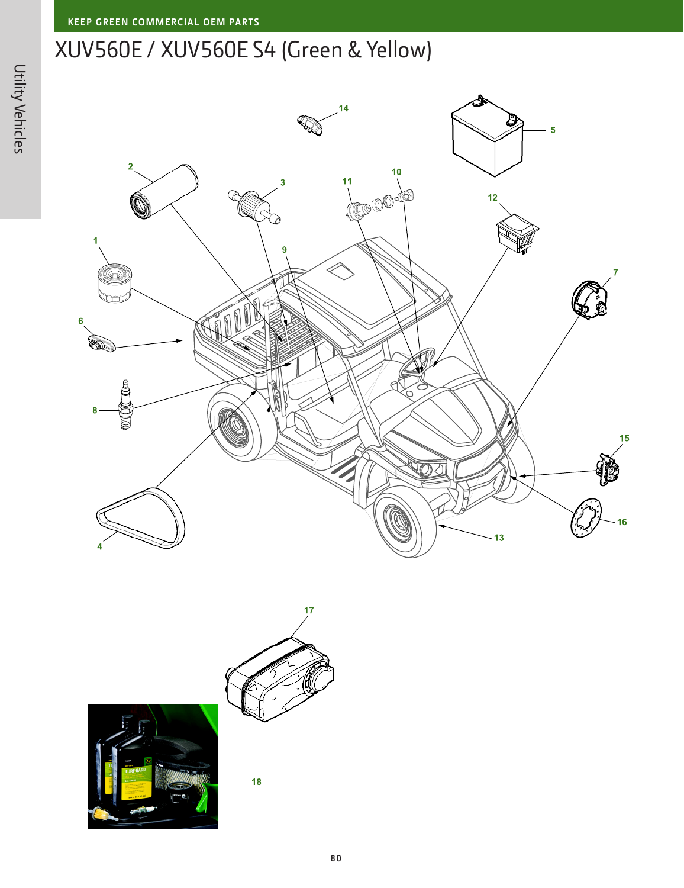# XUV560E / XUV560E S4 (Green & Yellow)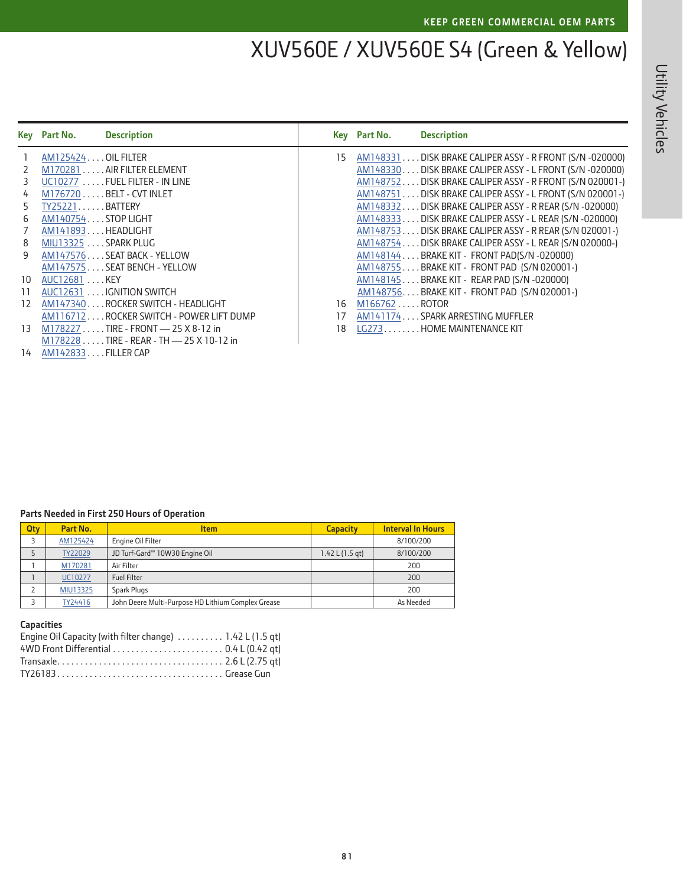# XUV560E / XUV560E S4 (Green & Yellow)

| Key | Part No. | Description |
|---|---|---|
| 1 | AM125424 | OIL FILTER |
| 2 | M170281 | AIR FILTER ELEMENT |
| 3 | UC10277 | FUEL FILTER - IN LINE |
| 4 | M176720 | BELT - CVT INLET |
| 5 | TY25221 | BATTERY |
| 6 | AM140754 | STOP LIGHT |
| 7 | AM141893 | HEADLIGHT |
| 8 | MIU13325 | SPARK PLUG |
| 9 | AM147576 | SEAT BACK - YELLOW |
| | AM147575 | SEAT BENCH - YELLOW |
| 10 | AUC12681 | KEY |
| 11 | AUC12631 | IGNITION SWITCH |
| 12 | AM147340 | ROCKER SWITCH - HEADLIGHT |
| | AM116712 | ROCKER SWITCH - POWER LIFT DUMP |
| 13 | M178227 | TIRE - FRONT — 25 X 8-12 in |
| | M178228 | TIRE - REAR - TH — 25 X 10-12 in |
| 14 | AM142833 | FILLER CAP |
| 15 | AM148331 | DISK BRAKE CALIPER ASSY - R FRONT (S/N -020000) |
| | AM148330 | DISK BRAKE CALIPER ASSY - L FRONT (S/N -020000) |
| | AM148752 | DISK BRAKE CALIPER ASSY - R FRONT (S/N 020001-) |
| | AM148751 | DISK BRAKE CALIPER ASSY - L FRONT (S/N 020001-) |
| | AM148332 | DISK BRAKE CALIPER ASSY - R REAR (S/N -020000) |
| | AM148333 | DISK BRAKE CALIPER ASSY - L REAR (S/N -020000) |
| | AM148753 | DISK BRAKE CALIPER ASSY - R REAR (S/N 020001-) |
| | AM148754 | DISK BRAKE CALIPER ASSY - L REAR (S/N 020000-) |
| | AM148144 | BRAKE KIT - FRONT PAD(S/N -020000) |
| | AM148755 | BRAKE KIT - FRONT PAD (S/N 020001-) |
| | AM148145 | BRAKE KIT - REAR PAD (S/N -020000) |
| | AM148756 | BRAKE KIT - FRONT PAD (S/N 020001-) |
| 16 | M166762 | ROTOR |
| 17 | AM141174 | SPARK ARRESTING MUFFLER |
| 18 | LG273 | HOME MAINTENANCE KIT |

**Parts Needed in First 250 Hours of Operation**

| Qty | Part No. | Item | Capacity | Interval In Hours |
|---|---|---|---|---|
| 3 | AM125424 | Engine Oil Filter | | 8/100/200 |
| 5 | TY22029 | JD Turf-Gard™ 10W30 Engine Oil | 1.42 L (1.5 qt) | 8/100/200 |
| 1 | M170281 | Air Filter | | 200 |
| 1 | UC10277 | Fuel Filter | | 200 |
| 2 | MIU13325 | Spark Plugs | | 200 |
| 3 | TY24416 | John Deere Multi-Purpose HD Lithium Complex Grease | | As Needed |

**Capacities**

Engine Oil Capacity (with filter change) .......... 1.42 L (1.5 qt)
4WD Front Differential ........................ 0.4 L (0.42 qt)
Transaxle.................................... 2.6 L (2.75 qt)
TY26183.................................... Grease Gun